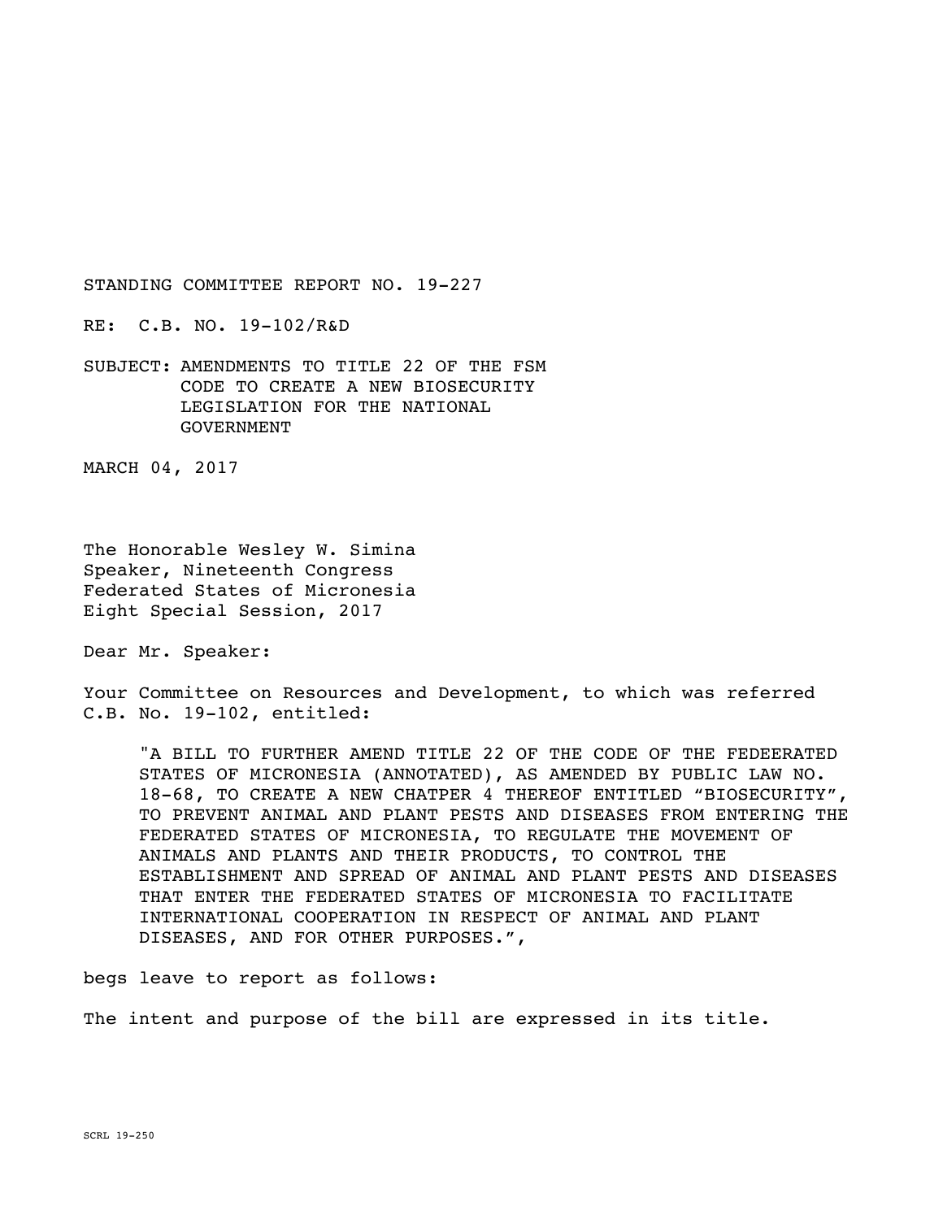STANDING COMMITTEE REPORT NO. 19-227

RE: C.B. NO. 19-102/R&D

SUBJECT: AMENDMENTS TO TITLE 22 OF THE FSM CODE TO CREATE A NEW BIOSECURITY LEGISLATION FOR THE NATIONAL GOVERNMENT

MARCH 04, 2017

The Honorable Wesley W. Simina
Speaker, Nineteenth Congress
Federated States of Micronesia
Eight Special Session, 2017

Dear Mr. Speaker:

Your Committee on Resources and Development, to which was referred C.B. No. 19-102, entitled:

> "A BILL TO FURTHER AMEND TITLE 22 OF THE CODE OF THE FEDEERATED STATES OF MICRONESIA (ANNOTATED), AS AMENDED BY PUBLIC LAW NO. 18-68, TO CREATE A NEW CHATPER 4 THEREOF ENTITLED "BIOSECURITY", TO PREVENT ANIMAL AND PLANT PESTS AND DISEASES FROM ENTERING THE FEDERATED STATES OF MICRONESIA, TO REGULATE THE MOVEMENT OF ANIMALS AND PLANTS AND THEIR PRODUCTS, TO CONTROL THE ESTABLISHMENT AND SPREAD OF ANIMAL AND PLANT PESTS AND DISEASES THAT ENTER THE FEDERATED STATES OF MICRONESIA TO FACILITATE INTERNATIONAL COOPERATION IN RESPECT OF ANIMAL AND PLANT DISEASES, AND FOR OTHER PURPOSES.",

begs leave to report as follows:

The intent and purpose of the bill are expressed in its title.

SCRL 19-250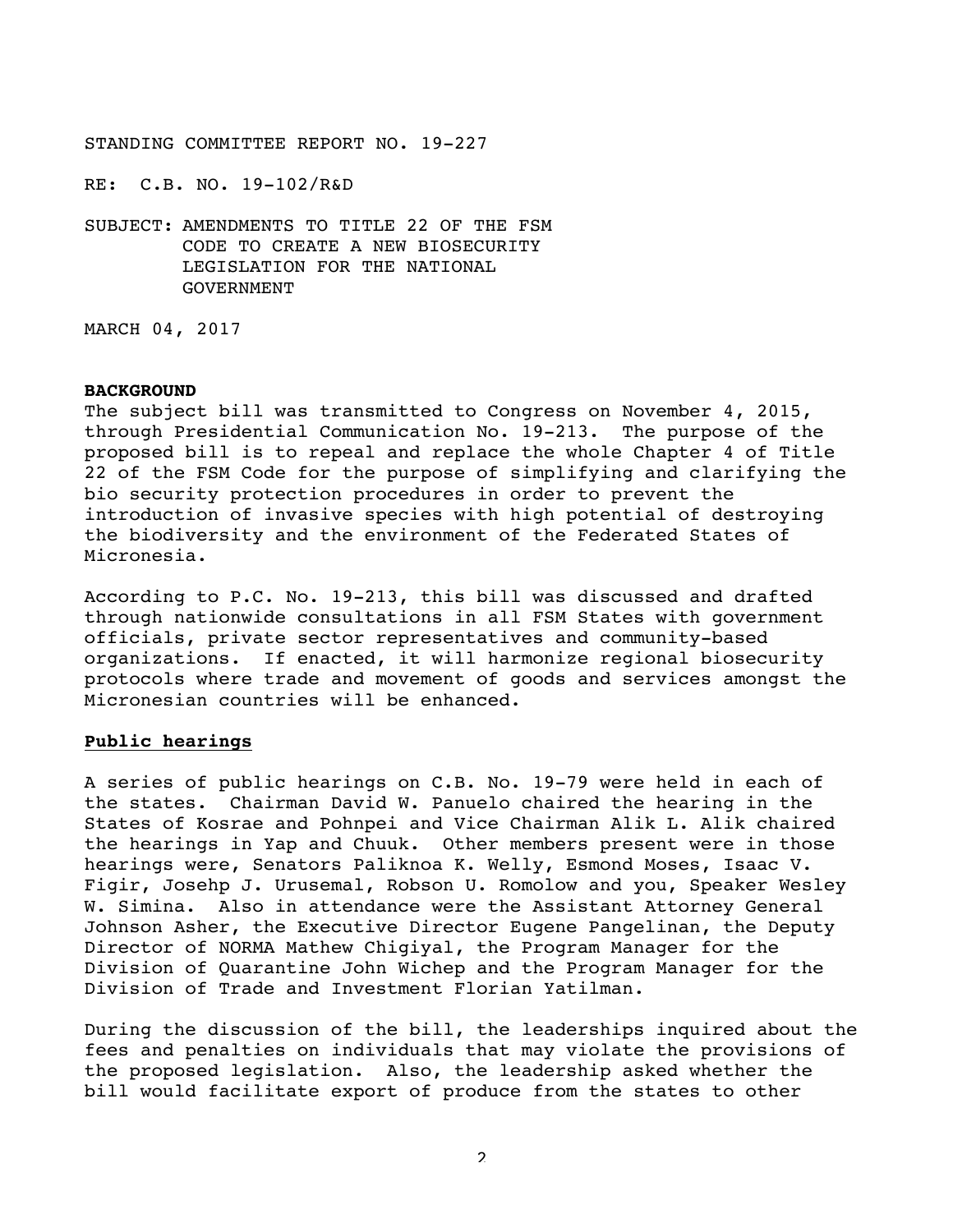STANDING COMMITTEE REPORT NO. 19-227

RE: C.B. NO. 19-102/R&D

SUBJECT: AMENDMENTS TO TITLE 22 OF THE FSM CODE TO CREATE A NEW BIOSECURITY LEGISLATION FOR THE NATIONAL GOVERNMENT

MARCH 04, 2017

**BACKGROUND**

The subject bill was transmitted to Congress on November 4, 2015, through Presidential Communication No. 19-213. The purpose of the proposed bill is to repeal and replace the whole Chapter 4 of Title 22 of the FSM Code for the purpose of simplifying and clarifying the bio security protection procedures in order to prevent the introduction of invasive species with high potential of destroying the biodiversity and the environment of the Federated States of Micronesia.

According to P.C. No. 19-213, this bill was discussed and drafted through nationwide consultations in all FSM States with government officials, private sector representatives and community-based organizations. If enacted, it will harmonize regional biosecurity protocols where trade and movement of goods and services amongst the Micronesian countries will be enhanced.

**Public hearings**

A series of public hearings on C.B. No. 19-79 were held in each of the states. Chairman David W. Panuelo chaired the hearing in the States of Kosrae and Pohnpei and Vice Chairman Alik L. Alik chaired the hearings in Yap and Chuuk. Other members present were in those hearings were, Senators Paliknoa K. Welly, Esmond Moses, Isaac V. Figir, Josehp J. Urusemal, Robson U. Romolow and you, Speaker Wesley W. Simina. Also in attendance were the Assistant Attorney General Johnson Asher, the Executive Director Eugene Pangelinan, the Deputy Director of NORMA Mathew Chigiyal, the Program Manager for the Division of Quarantine John Wichep and the Program Manager for the Division of Trade and Investment Florian Yatilman.

During the discussion of the bill, the leaderships inquired about the fees and penalties on individuals that may violate the provisions of the proposed legislation. Also, the leadership asked whether the bill would facilitate export of produce from the states to other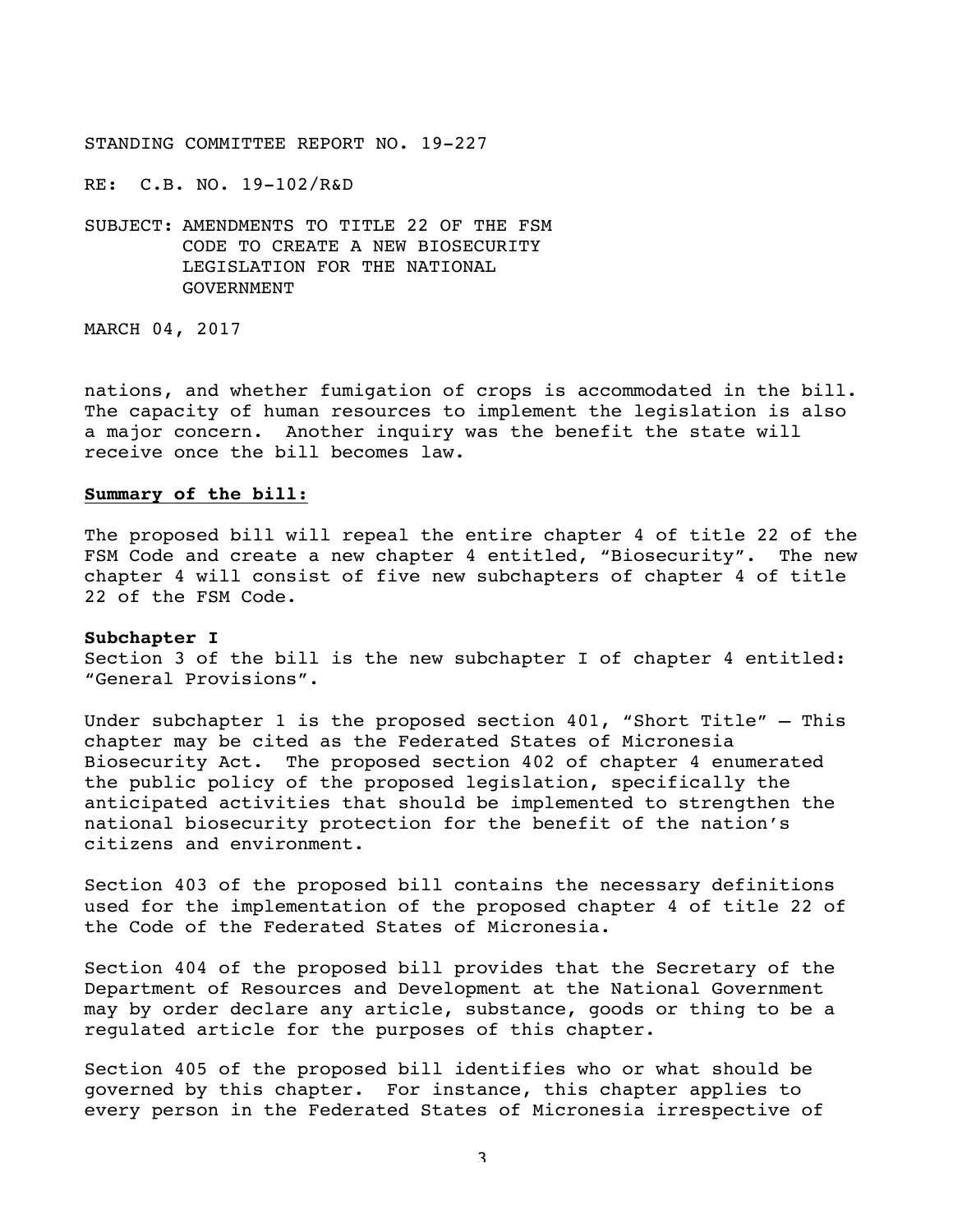STANDING COMMITTEE REPORT NO. 19-227

RE: C.B. NO. 19-102/R&D

SUBJECT: AMENDMENTS TO TITLE 22 OF THE FSM CODE TO CREATE A NEW BIOSECURITY LEGISLATION FOR THE NATIONAL GOVERNMENT

MARCH 04, 2017

nations, and whether fumigation of crops is accommodated in the bill. The capacity of human resources to implement the legislation is also a major concern. Another inquiry was the benefit the state will receive once the bill becomes law.

**Summary of the bill:**

The proposed bill will repeal the entire chapter 4 of title 22 of the FSM Code and create a new chapter 4 entitled, "Biosecurity". The new chapter 4 will consist of five new subchapters of chapter 4 of title 22 of the FSM Code.

**Subchapter I**

Section 3 of the bill is the new subchapter I of chapter 4 entitled: "General Provisions".

Under subchapter 1 is the proposed section 401, "Short Title" – This chapter may be cited as the Federated States of Micronesia Biosecurity Act. The proposed section 402 of chapter 4 enumerated the public policy of the proposed legislation, specifically the anticipated activities that should be implemented to strengthen the national biosecurity protection for the benefit of the nation's citizens and environment.

Section 403 of the proposed bill contains the necessary definitions used for the implementation of the proposed chapter 4 of title 22 of the Code of the Federated States of Micronesia.

Section 404 of the proposed bill provides that the Secretary of the Department of Resources and Development at the National Government may by order declare any article, substance, goods or thing to be a regulated article for the purposes of this chapter.

Section 405 of the proposed bill identifies who or what should be governed by this chapter. For instance, this chapter applies to every person in the Federated States of Micronesia irrespective of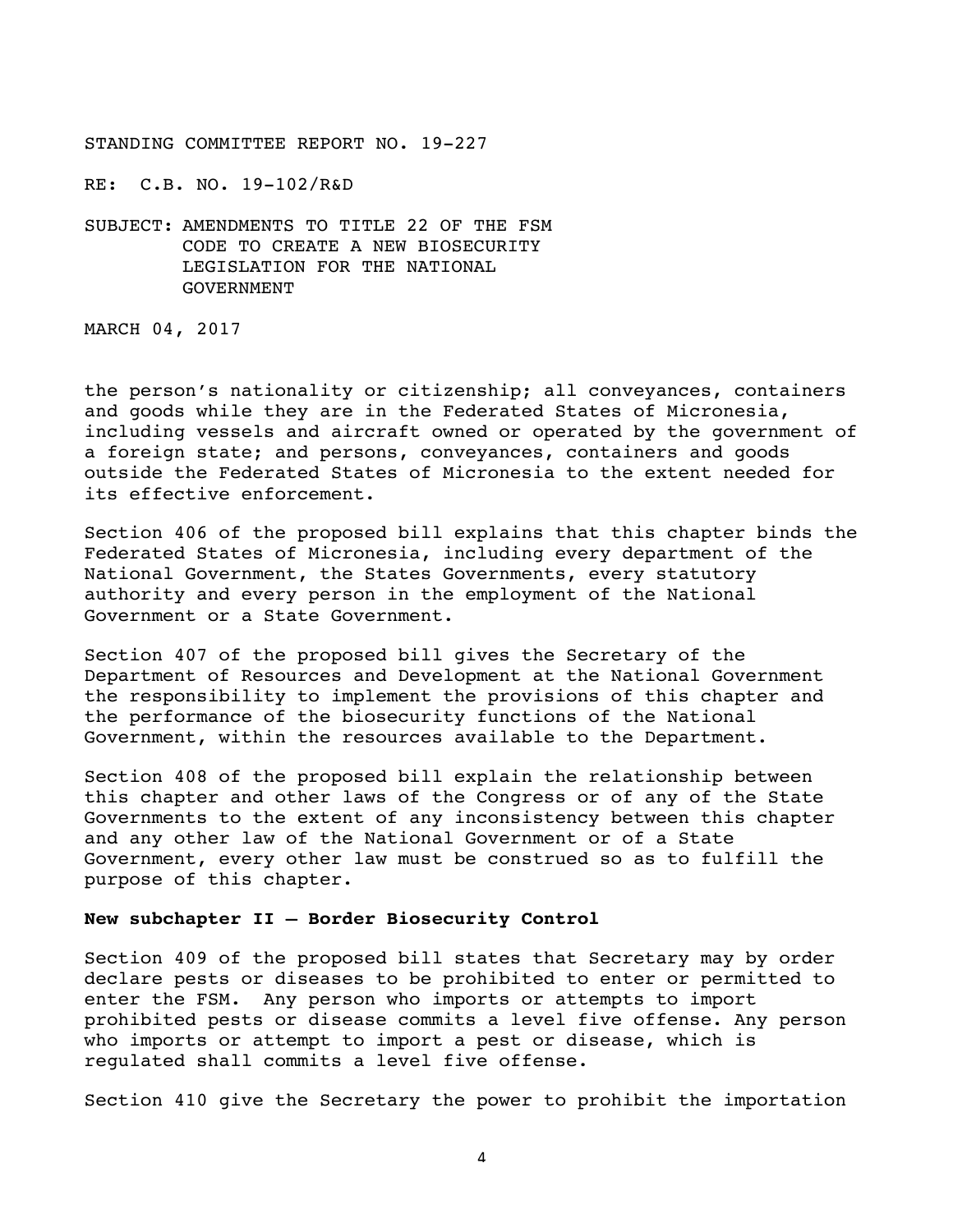STANDING COMMITTEE REPORT NO. 19-227

RE: C.B. NO. 19-102/R&D

SUBJECT: AMENDMENTS TO TITLE 22 OF THE FSM CODE TO CREATE A NEW BIOSECURITY LEGISLATION FOR THE NATIONAL GOVERNMENT

MARCH 04, 2017

the person's nationality or citizenship; all conveyances, containers and goods while they are in the Federated States of Micronesia, including vessels and aircraft owned or operated by the government of a foreign state; and persons, conveyances, containers and goods outside the Federated States of Micronesia to the extent needed for its effective enforcement.

Section 406 of the proposed bill explains that this chapter binds the Federated States of Micronesia, including every department of the National Government, the States Governments, every statutory authority and every person in the employment of the National Government or a State Government.

Section 407 of the proposed bill gives the Secretary of the Department of Resources and Development at the National Government the responsibility to implement the provisions of this chapter and the performance of the biosecurity functions of the National Government, within the resources available to the Department.

Section 408 of the proposed bill explain the relationship between this chapter and other laws of the Congress or of any of the State Governments to the extent of any inconsistency between this chapter and any other law of the National Government or of a State Government, every other law must be construed so as to fulfill the purpose of this chapter.

**New subchapter II – Border Biosecurity Control**

Section 409 of the proposed bill states that Secretary may by order declare pests or diseases to be prohibited to enter or permitted to enter the FSM. Any person who imports or attempts to import prohibited pests or disease commits a level five offense. Any person who imports or attempt to import a pest or disease, which is regulated shall commits a level five offense.

Section 410 give the Secretary the power to prohibit the importation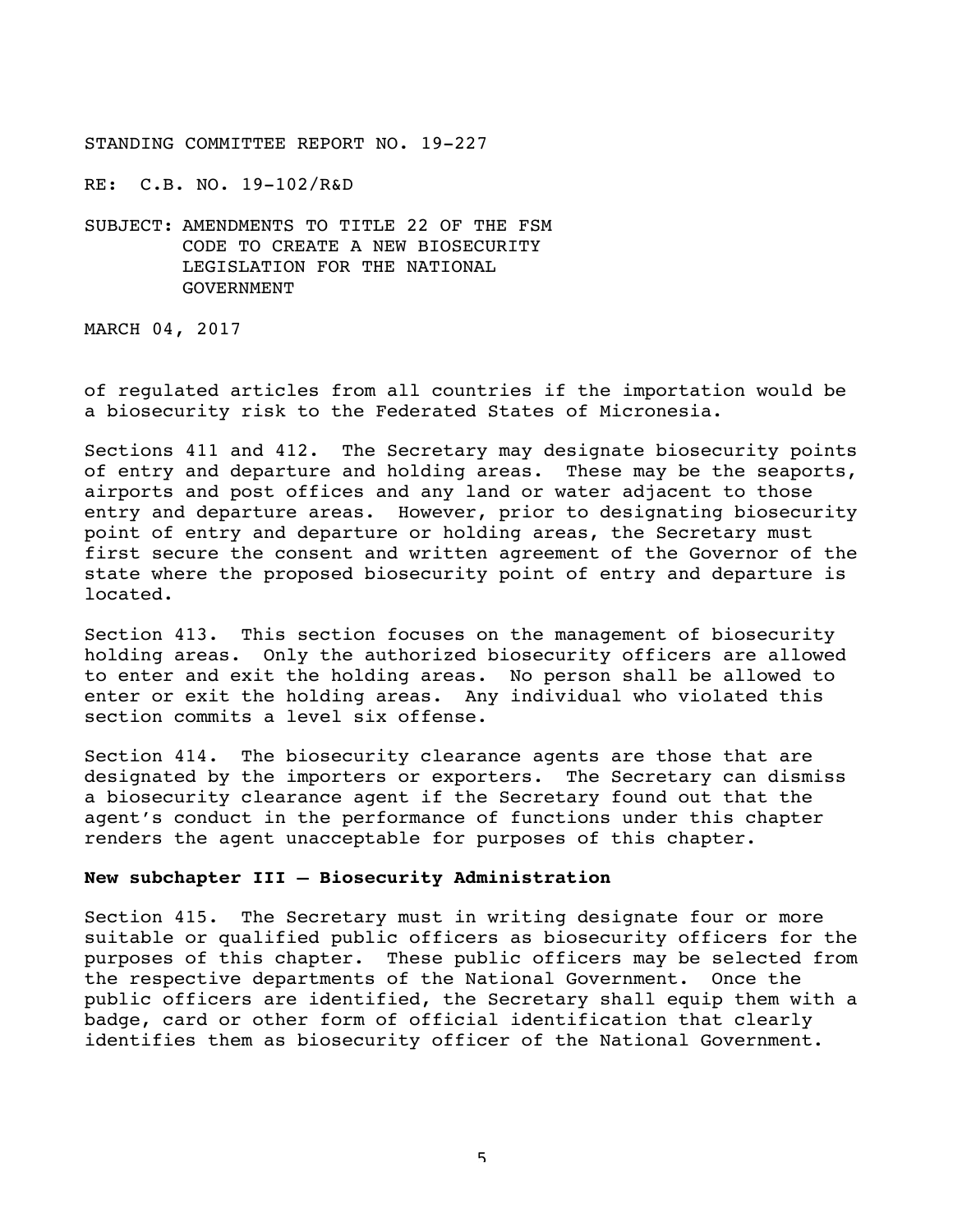of regulated articles from all countries if the importation would be a biosecurity risk to the Federated States of Micronesia.

Sections 411 and 412. The Secretary may designate biosecurity points of entry and departure and holding areas. These may be the seaports, airports and post offices and any land or water adjacent to those entry and departure areas. However, prior to designating biosecurity point of entry and departure or holding areas, the Secretary must first secure the consent and written agreement of the Governor of the state where the proposed biosecurity point of entry and departure is located.

Section 413. This section focuses on the management of biosecurity holding areas. Only the authorized biosecurity officers are allowed to enter and exit the holding areas. No person shall be allowed to enter or exit the holding areas. Any individual who violated this section commits a level six offense.

Section 414. The biosecurity clearance agents are those that are designated by the importers or exporters. The Secretary can dismiss a biosecurity clearance agent if the Secretary found out that the agent's conduct in the performance of functions under this chapter renders the agent unacceptable for purposes of this chapter.

**New subchapter III – Biosecurity Administration**

Section 415. The Secretary must in writing designate four or more suitable or qualified public officers as biosecurity officers for the purposes of this chapter. These public officers may be selected from the respective departments of the National Government. Once the public officers are identified, the Secretary shall equip them with a badge, card or other form of official identification that clearly identifies them as biosecurity officer of the National Government.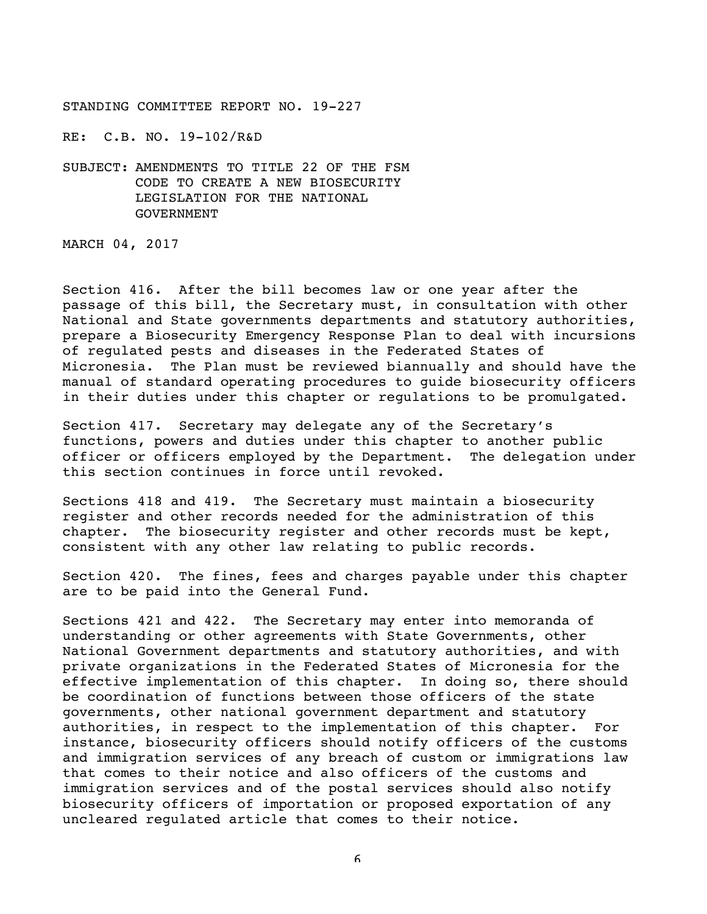STANDING COMMITTEE REPORT NO. 19-227

RE: C.B. NO. 19-102/R&D

SUBJECT: AMENDMENTS TO TITLE 22 OF THE FSM CODE TO CREATE A NEW BIOSECURITY LEGISLATION FOR THE NATIONAL GOVERNMENT

MARCH 04, 2017

Section 416. After the bill becomes law or one year after the passage of this bill, the Secretary must, in consultation with other National and State governments departments and statutory authorities, prepare a Biosecurity Emergency Response Plan to deal with incursions of regulated pests and diseases in the Federated States of Micronesia. The Plan must be reviewed biannually and should have the manual of standard operating procedures to guide biosecurity officers in their duties under this chapter or regulations to be promulgated.

Section 417. Secretary may delegate any of the Secretary's functions, powers and duties under this chapter to another public officer or officers employed by the Department. The delegation under this section continues in force until revoked.

Sections 418 and 419. The Secretary must maintain a biosecurity register and other records needed for the administration of this chapter. The biosecurity register and other records must be kept, consistent with any other law relating to public records.

Section 420. The fines, fees and charges payable under this chapter are to be paid into the General Fund.

Sections 421 and 422. The Secretary may enter into memoranda of understanding or other agreements with State Governments, other National Government departments and statutory authorities, and with private organizations in the Federated States of Micronesia for the effective implementation of this chapter. In doing so, there should be coordination of functions between those officers of the state governments, other national government department and statutory authorities, in respect to the implementation of this chapter. For instance, biosecurity officers should notify officers of the customs and immigration services of any breach of custom or immigrations law that comes to their notice and also officers of the customs and immigration services and of the postal services should also notify biosecurity officers of importation or proposed exportation of any uncleared regulated article that comes to their notice.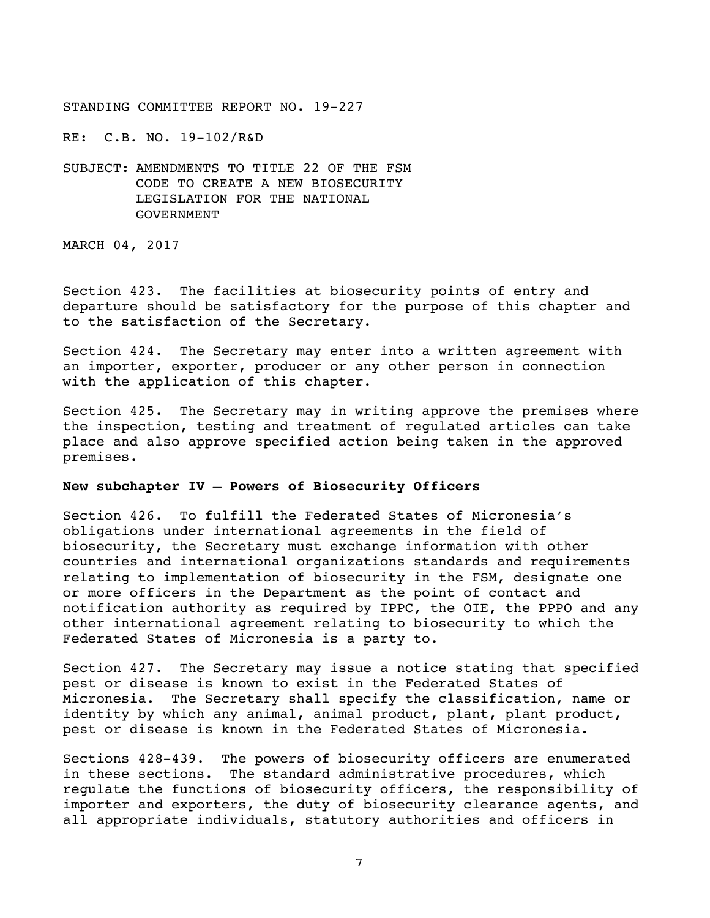STANDING COMMITTEE REPORT NO. 19-227

RE: C.B. NO. 19-102/R&D

SUBJECT: AMENDMENTS TO TITLE 22 OF THE FSM CODE TO CREATE A NEW BIOSECURITY LEGISLATION FOR THE NATIONAL GOVERNMENT

MARCH 04, 2017

Section 423. The facilities at biosecurity points of entry and departure should be satisfactory for the purpose of this chapter and to the satisfaction of the Secretary.

Section 424. The Secretary may enter into a written agreement with an importer, exporter, producer or any other person in connection with the application of this chapter.

Section 425. The Secretary may in writing approve the premises where the inspection, testing and treatment of regulated articles can take place and also approve specified action being taken in the approved premises.

**New subchapter IV – Powers of Biosecurity Officers**

Section 426. To fulfill the Federated States of Micronesia's obligations under international agreements in the field of biosecurity, the Secretary must exchange information with other countries and international organizations standards and requirements relating to implementation of biosecurity in the FSM, designate one or more officers in the Department as the point of contact and notification authority as required by IPPC, the OIE, the PPPO and any other international agreement relating to biosecurity to which the Federated States of Micronesia is a party to.

Section 427. The Secretary may issue a notice stating that specified pest or disease is known to exist in the Federated States of Micronesia. The Secretary shall specify the classification, name or identity by which any animal, animal product, plant, plant product, pest or disease is known in the Federated States of Micronesia.

Sections 428-439. The powers of biosecurity officers are enumerated in these sections. The standard administrative procedures, which regulate the functions of biosecurity officers, the responsibility of importer and exporters, the duty of biosecurity clearance agents, and all appropriate individuals, statutory authorities and officers in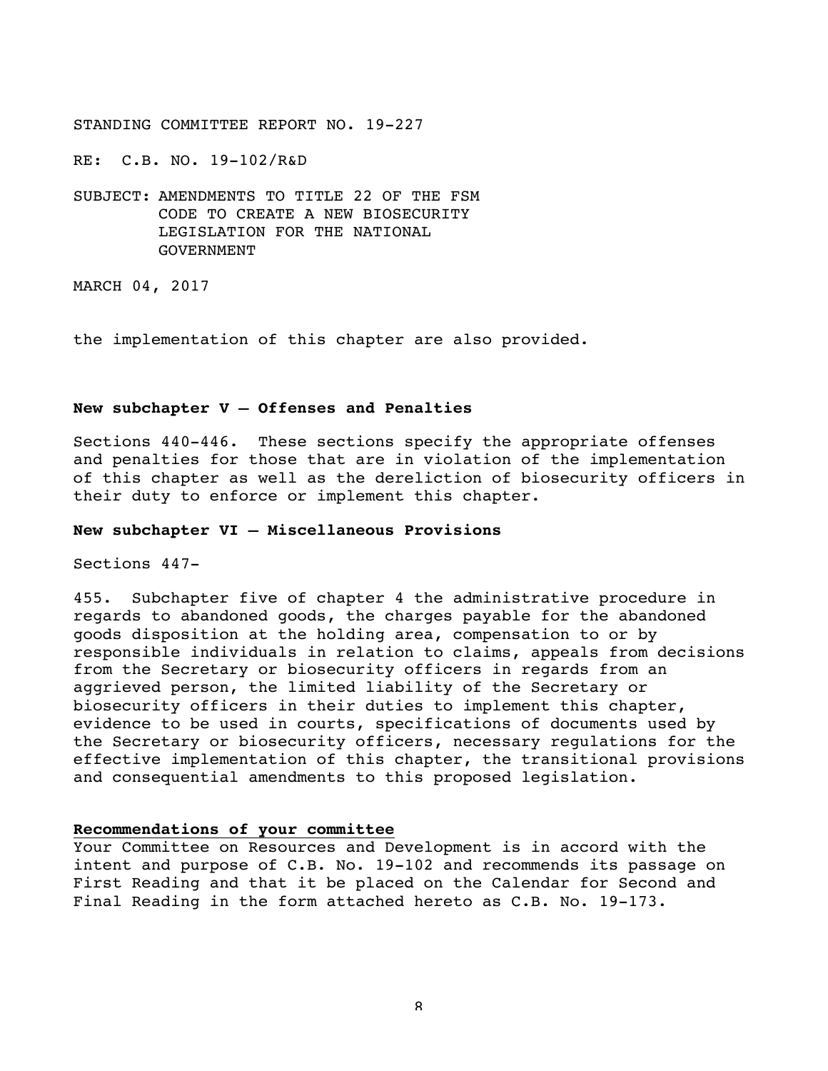STANDING COMMITTEE REPORT NO. 19-227

RE: C.B. NO. 19-102/R&D

SUBJECT: AMENDMENTS TO TITLE 22 OF THE FSM CODE TO CREATE A NEW BIOSECURITY LEGISLATION FOR THE NATIONAL GOVERNMENT

MARCH 04, 2017

the implementation of this chapter are also provided.

**New subchapter V – Offenses and Penalties**

Sections 440-446. These sections specify the appropriate offenses and penalties for those that are in violation of the implementation of this chapter as well as the dereliction of biosecurity officers in their duty to enforce or implement this chapter.

**New subchapter VI – Miscellaneous Provisions**

Sections 447-

455. Subchapter five of chapter 4 the administrative procedure in regards to abandoned goods, the charges payable for the abandoned goods disposition at the holding area, compensation to or by responsible individuals in relation to claims, appeals from decisions from the Secretary or biosecurity officers in regards from an aggrieved person, the limited liability of the Secretary or biosecurity officers in their duties to implement this chapter, evidence to be used in courts, specifications of documents used by the Secretary or biosecurity officers, necessary regulations for the effective implementation of this chapter, the transitional provisions and consequential amendments to this proposed legislation.

**Recommendations of your committee**

Your Committee on Resources and Development is in accord with the intent and purpose of C.B. No. 19-102 and recommends its passage on First Reading and that it be placed on the Calendar for Second and Final Reading in the form attached hereto as C.B. No. 19-173.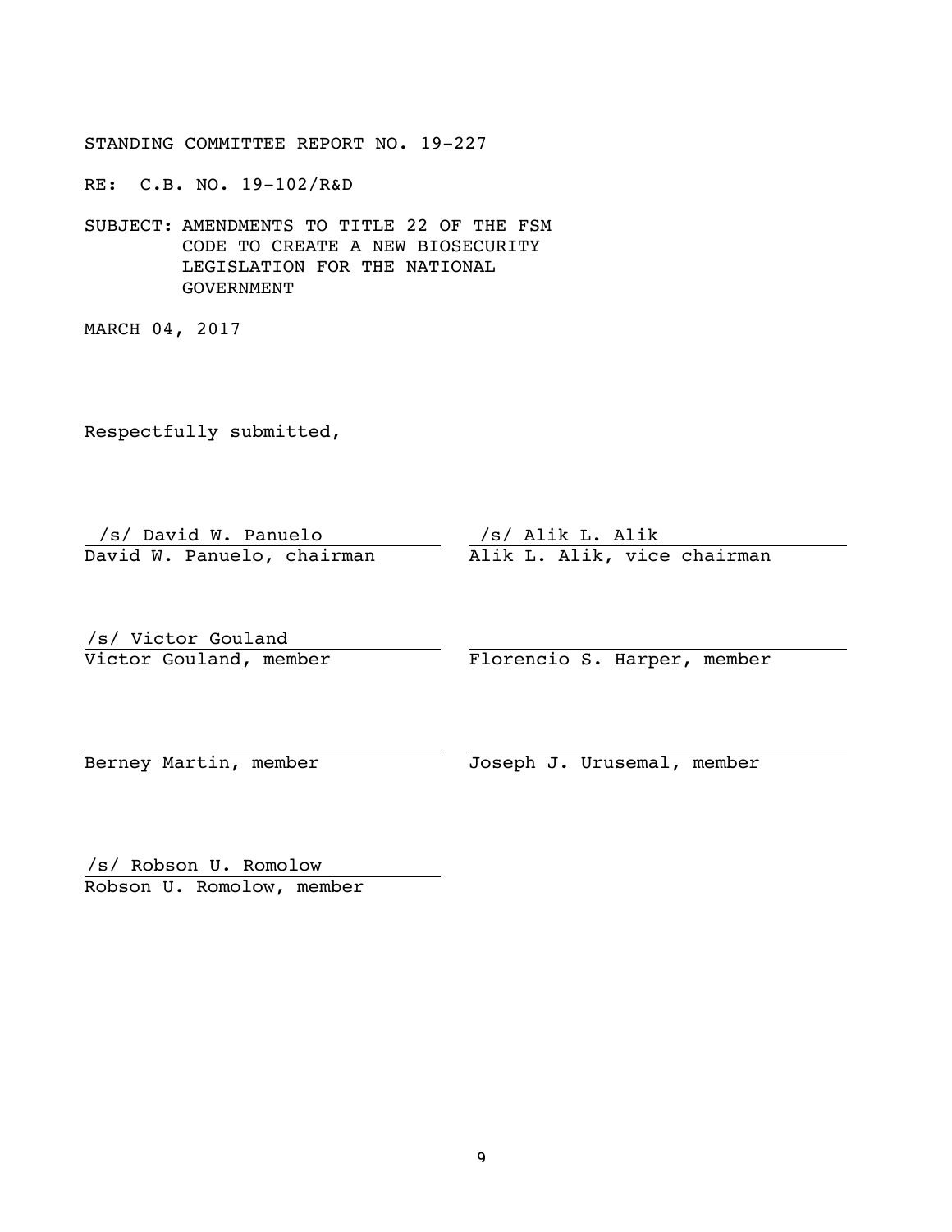STANDING COMMITTEE REPORT NO. 19-227

RE: C.B. NO. 19-102/R&D

SUBJECT: AMENDMENTS TO TITLE 22 OF THE FSM CODE TO CREATE A NEW BIOSECURITY LEGISLATION FOR THE NATIONAL GOVERNMENT

MARCH 04, 2017

Respectfully submitted,

| | |
|---|---|
| /s/ David W. Panuelo<br>David W. Panuelo, chairman | /s/ Alik L. Alik<br>Alik L. Alik, vice chairman |
| /s/ Victor Gouland<br>Victor Gouland, member | Florencio S. Harper, member |
| Berney Martin, member | Joseph J. Urusemal, member |
| /s/ Robson U. Romolow<br>Robson U. Romolow, member | |